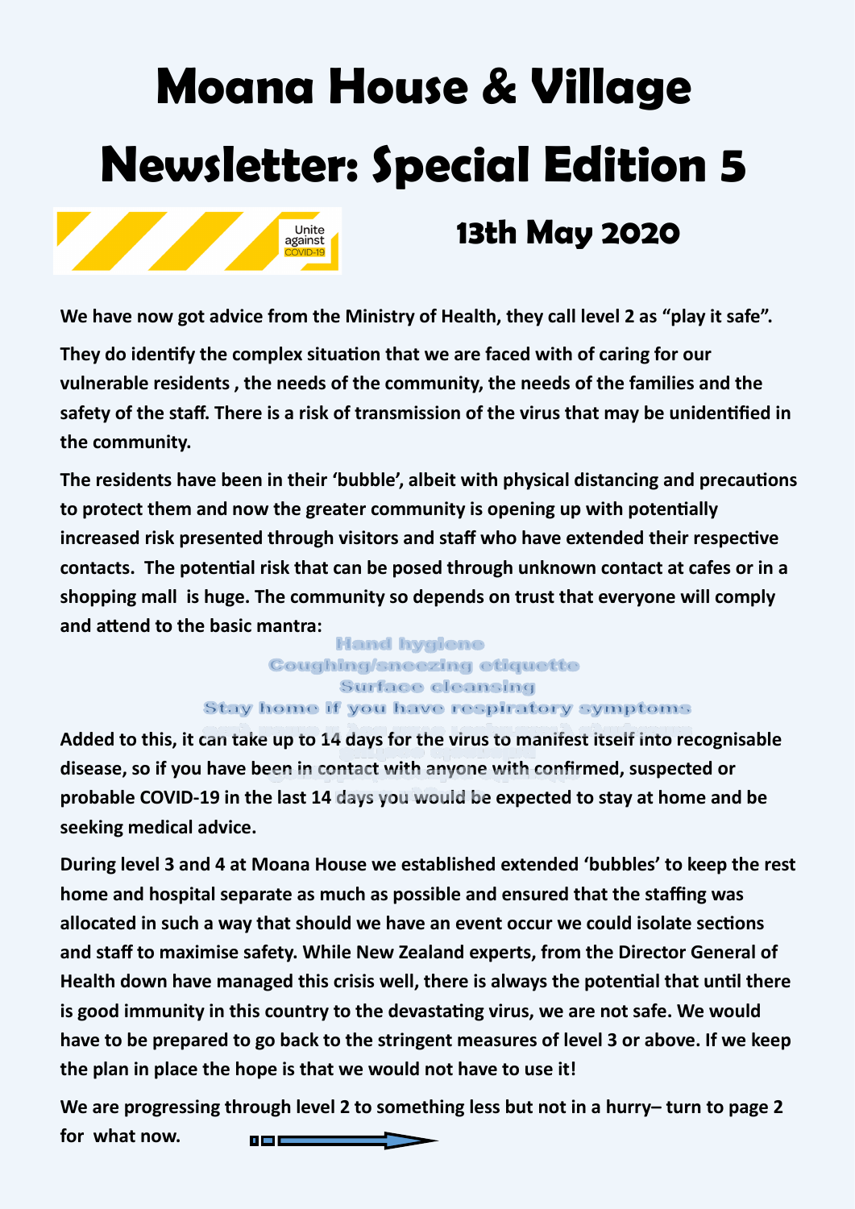# Moana House & Village Newsletter: Special Edition 5

Unite against COVID-19

## 13th May 2020

**We have now got advice from the Ministry of Health, they call level 2 as "play it safe".**

**They do identify the complex situation that we are faced with of caring for our vulnerable residents , the needs of the community, the needs of the families and the safety of the staff. There is a risk of transmission of the virus that may be unidentified in the community.**

**The residents have been in their 'bubble', albeit with physical distancing and precautions to protect them and now the greater community is opening up with potentially increased risk presented through visitors and staff who have extended their respective contacts. The potential risk that can be posed through unknown contact at cafes or in a shopping mall is huge. The community so depends on trust that everyone will comply and attend to the basic mantra:**

Hand hygiene
Coughing/sneezing etiquette
Surface cleansing
Stay home if you have respiratory symptoms

**Added to this, it can take up to 14 days for the virus to manifest itself into recognisable disease, so if you have been in contact with anyone with confirmed, suspected or probable COVID-19 in the last 14 days you would be expected to stay at home and be seeking medical advice.**

**During level 3 and 4 at Moana House we established extended 'bubbles' to keep the rest home and hospital separate as much as possible and ensured that the staffing was allocated in such a way that should we have an event occur we could isolate sections and staff to maximise safety. While New Zealand experts, from the Director General of Health down have managed this crisis well, there is always the potential that until there is good immunity in this country to the devastating virus, we are not safe. We would have to be prepared to go back to the stringent measures of level 3 or above. If we keep the plan in place the hope is that we would not have to use it!**

**We are progressing through level 2 to something less but not in a hurry– turn to page 2 for what now.**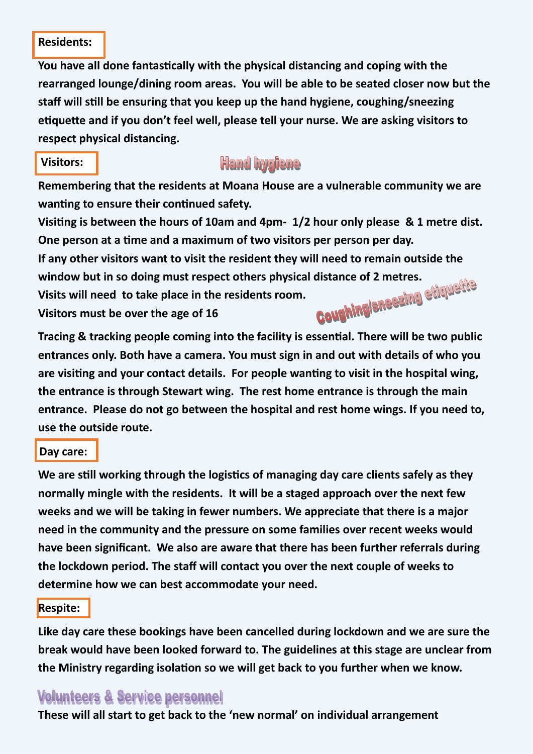## Residents:

**You have all done fantastically with the physical distancing and coping with the rearranged lounge/dining room areas. You will be able to be seated closer now but the staff will still be ensuring that you keep up the hand hygiene, coughing/sneezing etiquette and if you don't feel well, please tell your nurse. We are asking visitors to respect physical distancing.**

## Visitors:

**Hand hygiene**

**Remembering that the residents at Moana House are a vulnerable community we are wanting to ensure their continued safety.**

**Visiting is between the hours of 10am and 4pm- 1/2 hour only please & 1 metre dist.**

**One person at a time and a maximum of two visitors per person per day.**

**If any other visitors want to visit the resident they will need to remain outside the window but in so doing must respect others physical distance of 2 metres.**

**Visits will need to take place in the residents room.**

**Visitors must be over the age of 16**

**Coughing/sneezing etiquette**

**Tracing & tracking people coming into the facility is essential. There will be two public entrances only. Both have a camera. You must sign in and out with details of who you are visiting and your contact details. For people wanting to visit in the hospital wing, the entrance is through Stewart wing. The rest home entrance is through the main entrance. Please do not go between the hospital and rest home wings. If you need to, use the outside route.**

## Day care:

**We are still working through the logistics of managing day care clients safely as they normally mingle with the residents. It will be a staged approach over the next few weeks and we will be taking in fewer numbers. We appreciate that there is a major need in the community and the pressure on some families over recent weeks would have been significant. We also are aware that there has been further referrals during the lockdown period. The staff will contact you over the next couple of weeks to determine how we can best accommodate your need.**

## Respite:

**Like day care these bookings have been cancelled during lockdown and we are sure the break would have been looked forward to. The guidelines at this stage are unclear from the Ministry regarding isolation so we will get back to you further when we know.**

## Volunteers & Service personnel

**These will all start to get back to the 'new normal' on individual arrangement**